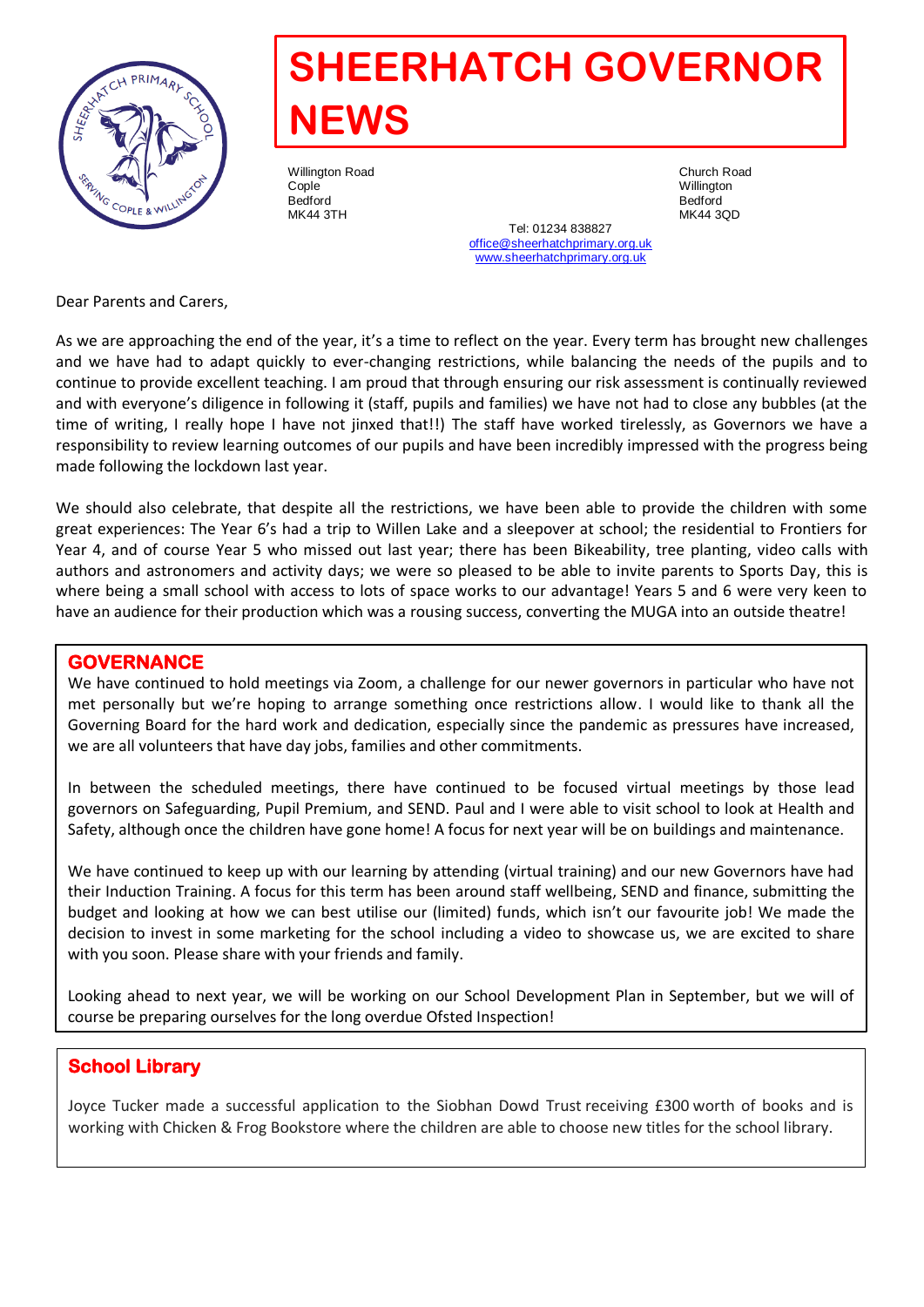# SHEERHATCH GOVERNOR NEWS

Willington Road
Cople
Bedford
MK44 3TH

Church Road
Willington
Bedford
MK44 3QD

Tel: 01234 838827
office@sheerhatchprimary.org.uk
www.sheerhatchprimary.org.uk

Dear Parents and Carers,

As we are approaching the end of the year, it's a time to reflect on the year. Every term has brought new challenges and we have had to adapt quickly to ever-changing restrictions, while balancing the needs of the pupils and to continue to provide excellent teaching. I am proud that through ensuring our risk assessment is continually reviewed and with everyone's diligence in following it (staff, pupils and families) we have not had to close any bubbles (at the time of writing, I really hope I have not jinxed that!!) The staff have worked tirelessly, as Governors we have a responsibility to review learning outcomes of our pupils and have been incredibly impressed with the progress being made following the lockdown last year.

We should also celebrate, that despite all the restrictions, we have been able to provide the children with some great experiences: The Year 6's had a trip to Willen Lake and a sleepover at school; the residential to Frontiers for Year 4, and of course Year 5 who missed out last year; there has been Bikeability, tree planting, video calls with authors and astronomers and activity days; we were so pleased to be able to invite parents to Sports Day, this is where being a small school with access to lots of space works to our advantage! Years 5 and 6 were very keen to have an audience for their production which was a rousing success, converting the MUGA into an outside theatre!

## GOVERNANCE

We have continued to hold meetings via Zoom, a challenge for our newer governors in particular who have not met personally but we're hoping to arrange something once restrictions allow. I would like to thank all the Governing Board for the hard work and dedication, especially since the pandemic as pressures have increased, we are all volunteers that have day jobs, families and other commitments.

In between the scheduled meetings, there have continued to be focused virtual meetings by those lead governors on Safeguarding, Pupil Premium, and SEND. Paul and I were able to visit school to look at Health and Safety, although once the children have gone home! A focus for next year will be on buildings and maintenance.

We have continued to keep up with our learning by attending (virtual training) and our new Governors have had their Induction Training. A focus for this term has been around staff wellbeing, SEND and finance, submitting the budget and looking at how we can best utilise our (limited) funds, which isn't our favourite job! We made the decision to invest in some marketing for the school including a video to showcase us, we are excited to share with you soon. Please share with your friends and family.

Looking ahead to next year, we will be working on our School Development Plan in September, but we will of course be preparing ourselves for the long overdue Ofsted Inspection!

## School Library

Joyce Tucker made a successful application to the Siobhan Dowd Trust receiving £300 worth of books and is working with Chicken & Frog Bookstore where the children are able to choose new titles for the school library.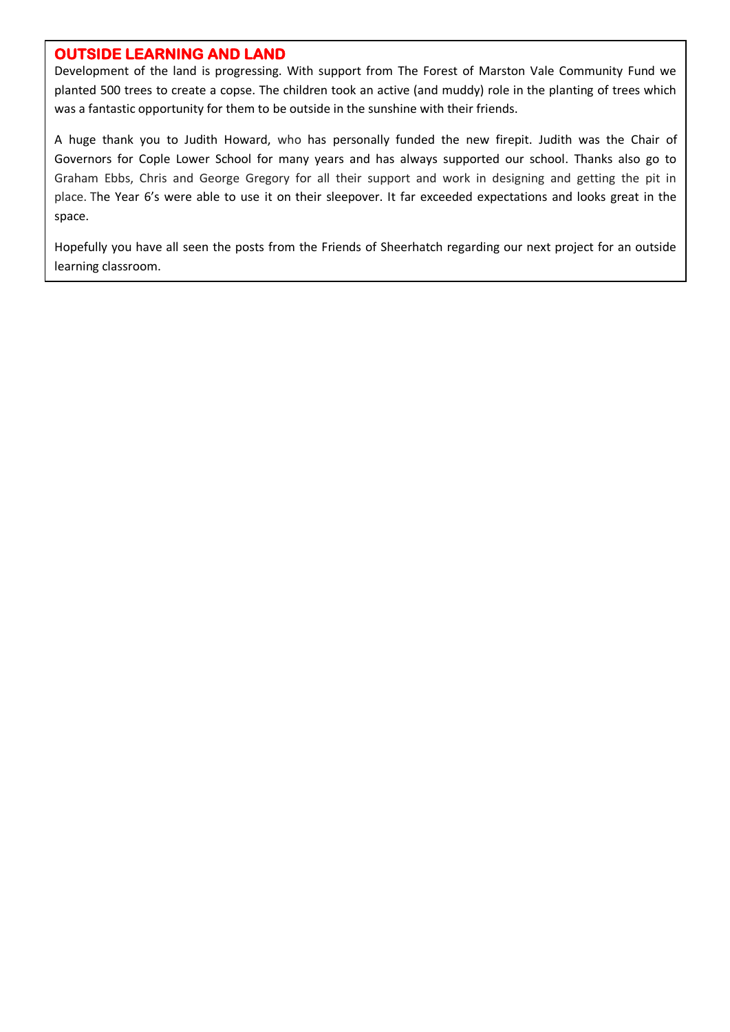## OUTSIDE LEARNING AND LAND

Development of the land is progressing. With support from The Forest of Marston Vale Community Fund we planted 500 trees to create a copse. The children took an active (and muddy) role in the planting of trees which was a fantastic opportunity for them to be outside in the sunshine with their friends.

A huge thank you to Judith Howard, who has personally funded the new firepit. Judith was the Chair of Governors for Cople Lower School for many years and has always supported our school. Thanks also go to Graham Ebbs, Chris and George Gregory for all their support and work in designing and getting the pit in place. The Year 6's were able to use it on their sleepover. It far exceeded expectations and looks great in the space.

Hopefully you have all seen the posts from the Friends of Sheerhatch regarding our next project for an outside learning classroom.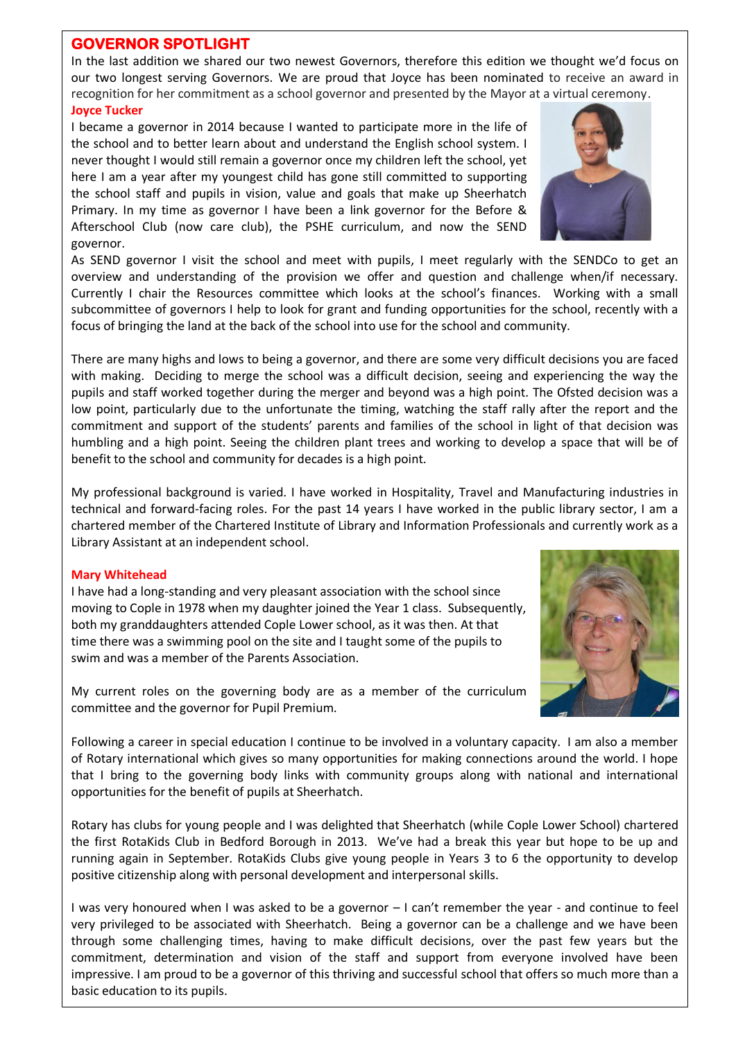## GOVERNOR SPOTLIGHT

In the last addition we shared our two newest Governors, therefore this edition we thought we'd focus on our two longest serving Governors. We are proud that Joyce has been nominated to receive an award in recognition for her commitment as a school governor and presented by the Mayor at a virtual ceremony.

### Joyce Tucker

I became a governor in 2014 because I wanted to participate more in the life of the school and to better learn about and understand the English school system. I never thought I would still remain a governor once my children left the school, yet here I am a year after my youngest child has gone still committed to supporting the school staff and pupils in vision, value and goals that make up Sheerhatch Primary. In my time as governor I have been a link governor for the Before & Afterschool Club (now care club), the PSHE curriculum, and now the SEND governor.

As SEND governor I visit the school and meet with pupils, I meet regularly with the SENDCo to get an overview and understanding of the provision we offer and question and challenge when/if necessary. Currently I chair the Resources committee which looks at the school's finances. Working with a small subcommittee of governors I help to look for grant and funding opportunities for the school, recently with a focus of bringing the land at the back of the school into use for the school and community.

There are many highs and lows to being a governor, and there are some very difficult decisions you are faced with making. Deciding to merge the school was a difficult decision, seeing and experiencing the way the pupils and staff worked together during the merger and beyond was a high point. The Ofsted decision was a low point, particularly due to the unfortunate the timing, watching the staff rally after the report and the commitment and support of the students' parents and families of the school in light of that decision was humbling and a high point. Seeing the children plant trees and working to develop a space that will be of benefit to the school and community for decades is a high point.

My professional background is varied. I have worked in Hospitality, Travel and Manufacturing industries in technical and forward-facing roles. For the past 14 years I have worked in the public library sector, I am a chartered member of the Chartered Institute of Library and Information Professionals and currently work as a Library Assistant at an independent school.

### Mary Whitehead

I have had a long-standing and very pleasant association with the school since moving to Cople in 1978 when my daughter joined the Year 1 class. Subsequently, both my granddaughters attended Cople Lower school, as it was then. At that time there was a swimming pool on the site and I taught some of the pupils to swim and was a member of the Parents Association.

My current roles on the governing body are as a member of the curriculum committee and the governor for Pupil Premium.

Following a career in special education I continue to be involved in a voluntary capacity. I am also a member of Rotary international which gives so many opportunities for making connections around the world. I hope that I bring to the governing body links with community groups along with national and international opportunities for the benefit of pupils at Sheerhatch.

Rotary has clubs for young people and I was delighted that Sheerhatch (while Cople Lower School) chartered the first RotaKids Club in Bedford Borough in 2013. We've had a break this year but hope to be up and running again in September. RotaKids Clubs give young people in Years 3 to 6 the opportunity to develop positive citizenship along with personal development and interpersonal skills.

I was very honoured when I was asked to be a governor – I can't remember the year - and continue to feel very privileged to be associated with Sheerhatch. Being a governor can be a challenge and we have been through some challenging times, having to make difficult decisions, over the past few years but the commitment, determination and vision of the staff and support from everyone involved have been impressive. I am proud to be a governor of this thriving and successful school that offers so much more than a basic education to its pupils.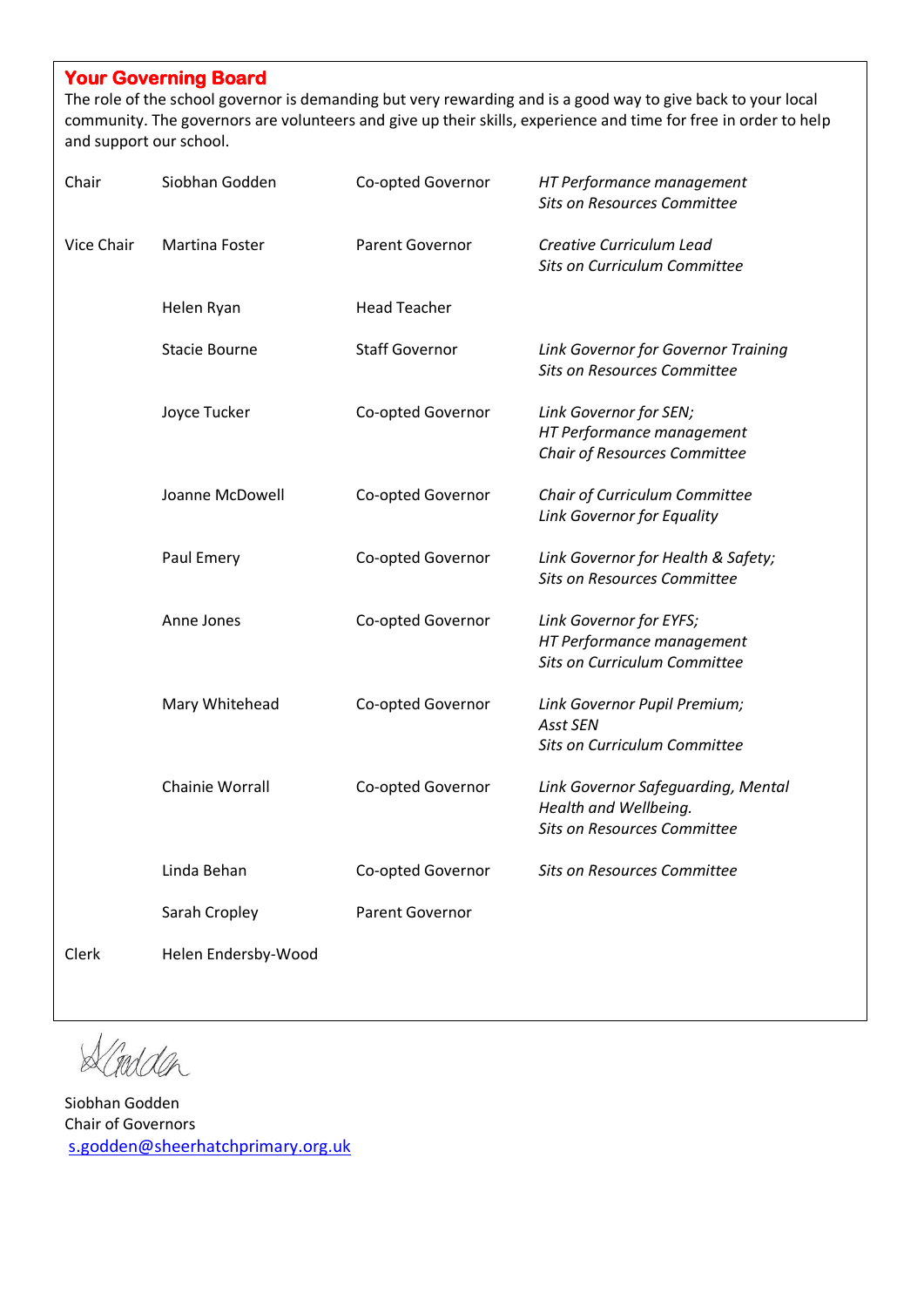## Your Governing Board

The role of the school governor is demanding but very rewarding and is a good way to give back to your local community. The governors are volunteers and give up their skills, experience and time for free in order to help and support our school.

| | | | |
|---|---|---|---|
| Chair | Siobhan Godden | Co-opted Governor | *HT Performance management*<br>*Sits on Resources Committee* |
| Vice Chair | Martina Foster | Parent Governor | *Creative Curriculum Lead*<br>*Sits on Curriculum Committee* |
| | Helen Ryan | Head Teacher | |
| | Stacie Bourne | Staff Governor | *Link Governor for Governor Training*<br>*Sits on Resources Committee* |
| | Joyce Tucker | Co-opted Governor | *Link Governor for SEN;*<br>*HT Performance management*<br>*Chair of Resources Committee* |
| | Joanne McDowell | Co-opted Governor | *Chair of Curriculum Committee*<br>*Link Governor for Equality* |
| | Paul Emery | Co-opted Governor | *Link Governor for Health & Safety;*<br>*Sits on Resources Committee* |
| | Anne Jones | Co-opted Governor | *Link Governor for EYFS;*<br>*HT Performance management*<br>*Sits on Curriculum Committee* |
| | Mary Whitehead | Co-opted Governor | *Link Governor Pupil Premium;*<br>*Asst SEN*<br>*Sits on Curriculum Committee* |
| | Chainie Worrall | Co-opted Governor | *Link Governor Safeguarding, Mental Health and Wellbeing.*<br>*Sits on Resources Committee* |
| | Linda Behan | Co-opted Governor | *Sits on Resources Committee* |
| | Sarah Cropley | Parent Governor | |
| Clerk | Helen Endersby-Wood | | |

Siobhan Godden
Chair of Governors
s.godden@sheerhatchprimary.org.uk